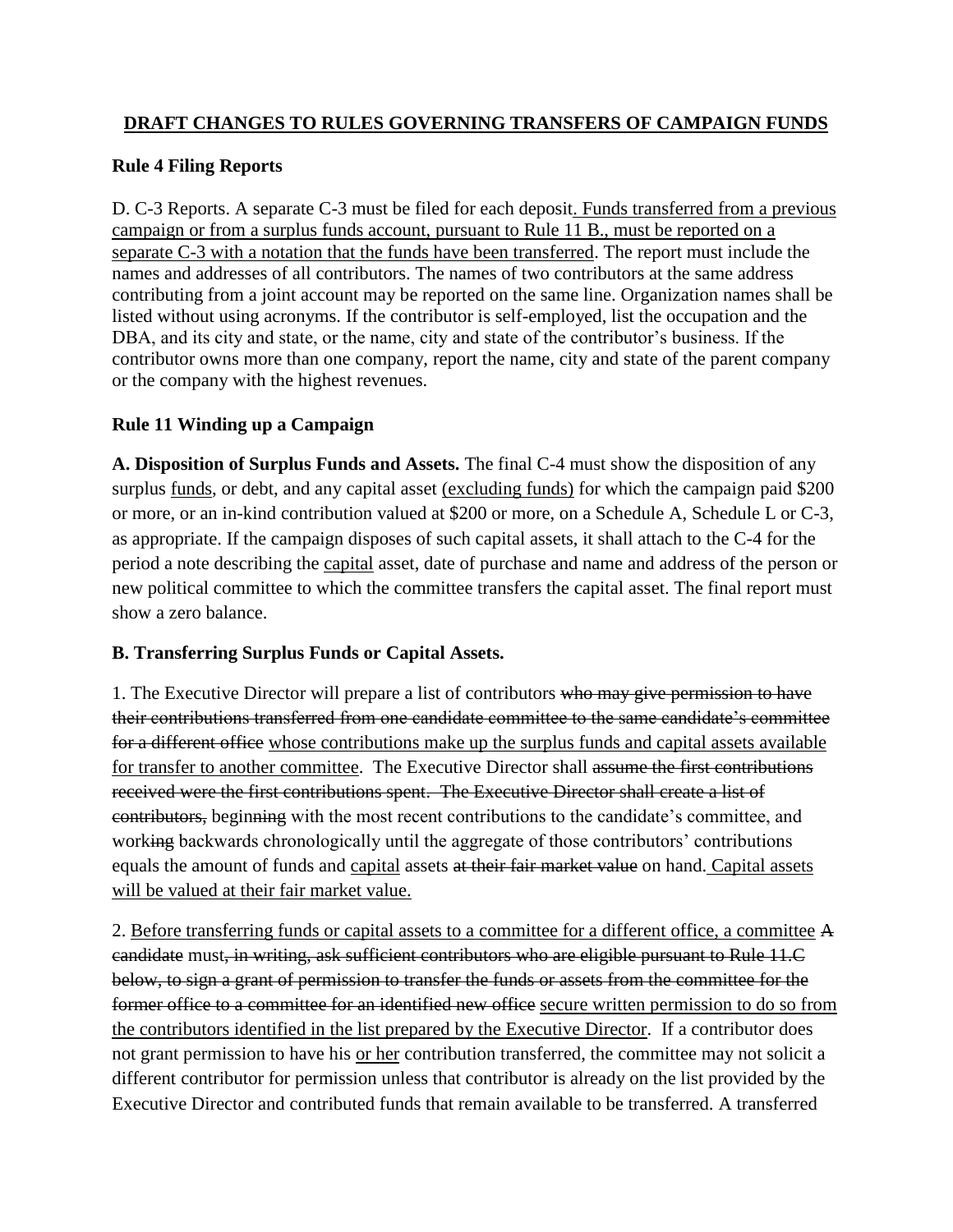## <u>**DRAFT CHANGES TO RULES GOVERNING TRANSFERS OF CAMPAIGN FUNDS**</u>

### Rule 4 Filing Reports

D. C-3 Reports. A separate C-3 must be filed for each deposit<u>. Funds transferred from a previous campaign or from a surplus funds account, pursuant to Rule 11 B., must be reported on a separate C-3 with a notation that the funds have been transferred</u>. The report must include the names and addresses of all contributors. The names of two contributors at the same address contributing from a joint account may be reported on the same line. Organization names shall be listed without using acronyms. If the contributor is self-employed, list the occupation and the DBA, and its city and state, or the name, city and state of the contributor's business. If the contributor owns more than one company, report the name, city and state of the parent company or the company with the highest revenues.

### Rule 11 Winding up a Campaign

**A. Disposition of Surplus Funds and Assets.** The final C-4 must show the disposition of any surplus <u>funds</u>, or debt, and any capital asset <u>(excluding funds)</u> for which the campaign paid $200 or more, or an in-kind contribution valued at $200 or more, on a Schedule A, Schedule L or C-3, as appropriate. If the campaign disposes of such capital assets, it shall attach to the C-4 for the period a note describing the <u>capital</u> asset, date of purchase and name and address of the person or new political committee to which the committee transfers the capital asset. The final report must show a zero balance.

**B. Transferring Surplus Funds or Capital Assets.**

1. The Executive Director will prepare a list of contributors ~~who may give permission to have their contributions transferred from one candidate committee to the same candidate's committee for a different office~~ <u>whose contributions make up the surplus funds and capital assets available for transfer to another committee</u>. The Executive Director shall ~~assume the first contributions received were the first contributions spent. The Executive Director shall create a list of contributors,~~ begin~~ning~~ with the most recent contributions to the candidate's committee, and work~~ing~~ backwards chronologically until the aggregate of those contributors' contributions equals the amount of funds and <u>capital</u> assets ~~at their fair market value~~ on hand<u>. Capital assets will be valued at their fair market value.</u>

2. <u>Before transferring funds or capital assets to a committee for a different office, a committee</u> ~~A candidate~~ must~~, in writing, ask sufficient contributors who are eligible pursuant to Rule 11.C below, to sign a grant of permission to transfer the funds or assets from the committee for the former office to a committee for an identified new office~~ <u>secure written permission to do so from the contributors identified in the list prepared by the Executive Director</u>. If a contributor does not grant permission to have his <u>or her</u> contribution transferred, the committee may not solicit a different contributor for permission unless that contributor is already on the list provided by the Executive Director and contributed funds that remain available to be transferred. A transferred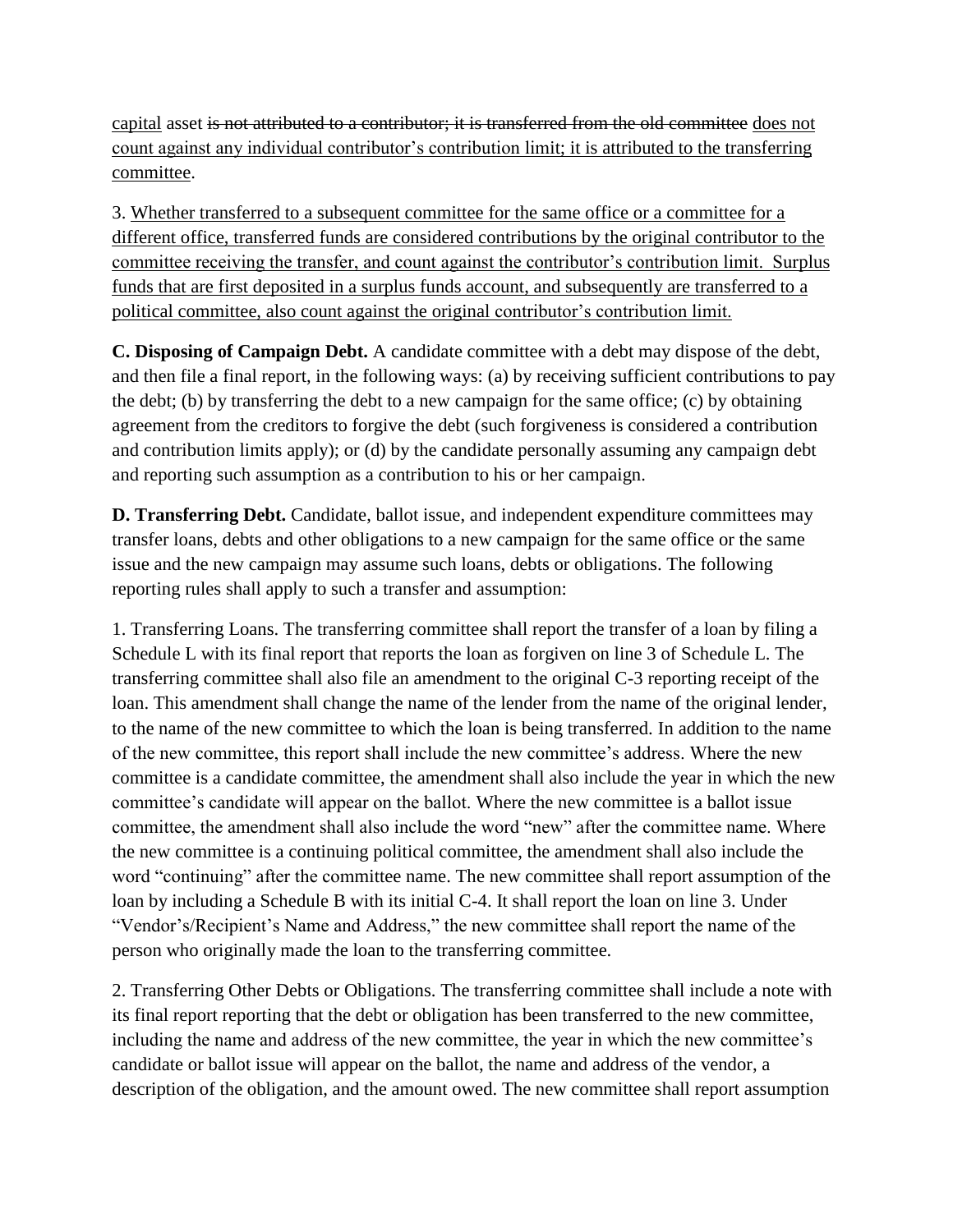capital asset ~~is not attributed to a contributor; it is transferred from the old committee~~ does not count against any individual contributor's contribution limit; it is attributed to the transferring committee.

3. Whether transferred to a subsequent committee for the same office or a committee for a different office, transferred funds are considered contributions by the original contributor to the committee receiving the transfer, and count against the contributor's contribution limit. Surplus funds that are first deposited in a surplus funds account, and subsequently are transferred to a political committee, also count against the original contributor's contribution limit.

**C. Disposing of Campaign Debt.** A candidate committee with a debt may dispose of the debt, and then file a final report, in the following ways: (a) by receiving sufficient contributions to pay the debt; (b) by transferring the debt to a new campaign for the same office; (c) by obtaining agreement from the creditors to forgive the debt (such forgiveness is considered a contribution and contribution limits apply); or (d) by the candidate personally assuming any campaign debt and reporting such assumption as a contribution to his or her campaign.

**D. Transferring Debt.** Candidate, ballot issue, and independent expenditure committees may transfer loans, debts and other obligations to a new campaign for the same office or the same issue and the new campaign may assume such loans, debts or obligations. The following reporting rules shall apply to such a transfer and assumption:

1. Transferring Loans. The transferring committee shall report the transfer of a loan by filing a Schedule L with its final report that reports the loan as forgiven on line 3 of Schedule L. The transferring committee shall also file an amendment to the original C-3 reporting receipt of the loan. This amendment shall change the name of the lender from the name of the original lender, to the name of the new committee to which the loan is being transferred. In addition to the name of the new committee, this report shall include the new committee's address. Where the new committee is a candidate committee, the amendment shall also include the year in which the new committee's candidate will appear on the ballot. Where the new committee is a ballot issue committee, the amendment shall also include the word "new" after the committee name. Where the new committee is a continuing political committee, the amendment shall also include the word "continuing" after the committee name. The new committee shall report assumption of the loan by including a Schedule B with its initial C-4. It shall report the loan on line 3. Under "Vendor's/Recipient's Name and Address," the new committee shall report the name of the person who originally made the loan to the transferring committee.

2. Transferring Other Debts or Obligations. The transferring committee shall include a note with its final report reporting that the debt or obligation has been transferred to the new committee, including the name and address of the new committee, the year in which the new committee's candidate or ballot issue will appear on the ballot, the name and address of the vendor, a description of the obligation, and the amount owed. The new committee shall report assumption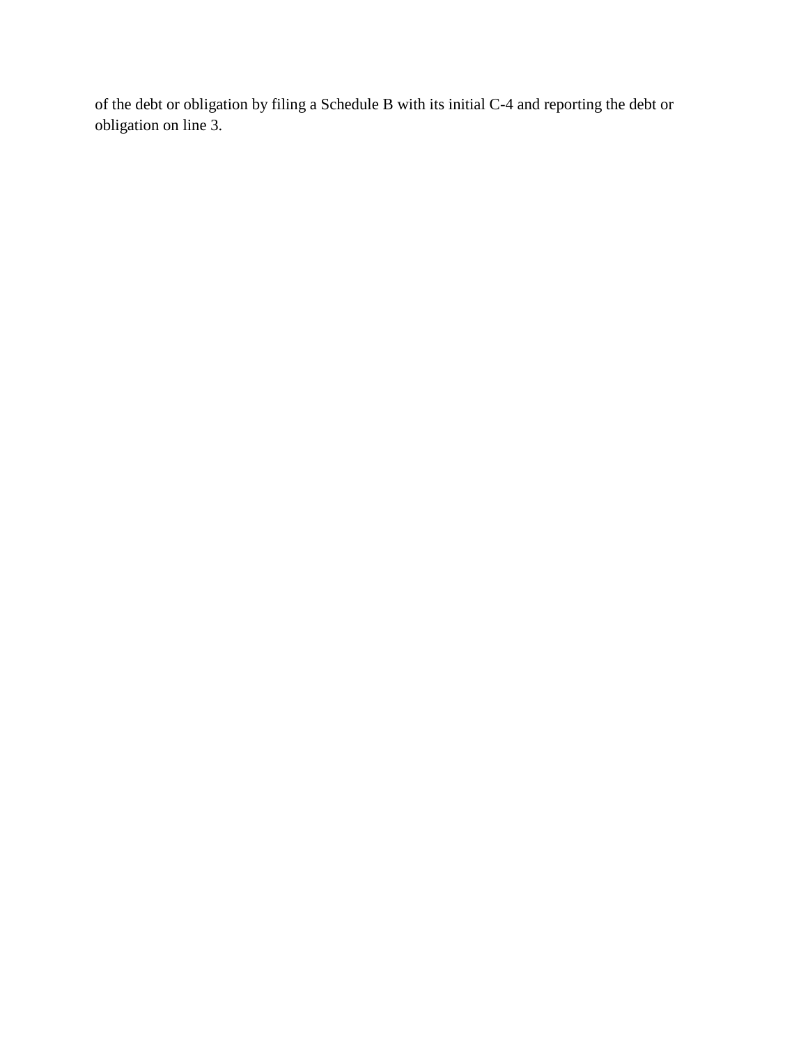of the debt or obligation by filing a Schedule B with its initial C-4 and reporting the debt or obligation on line 3.